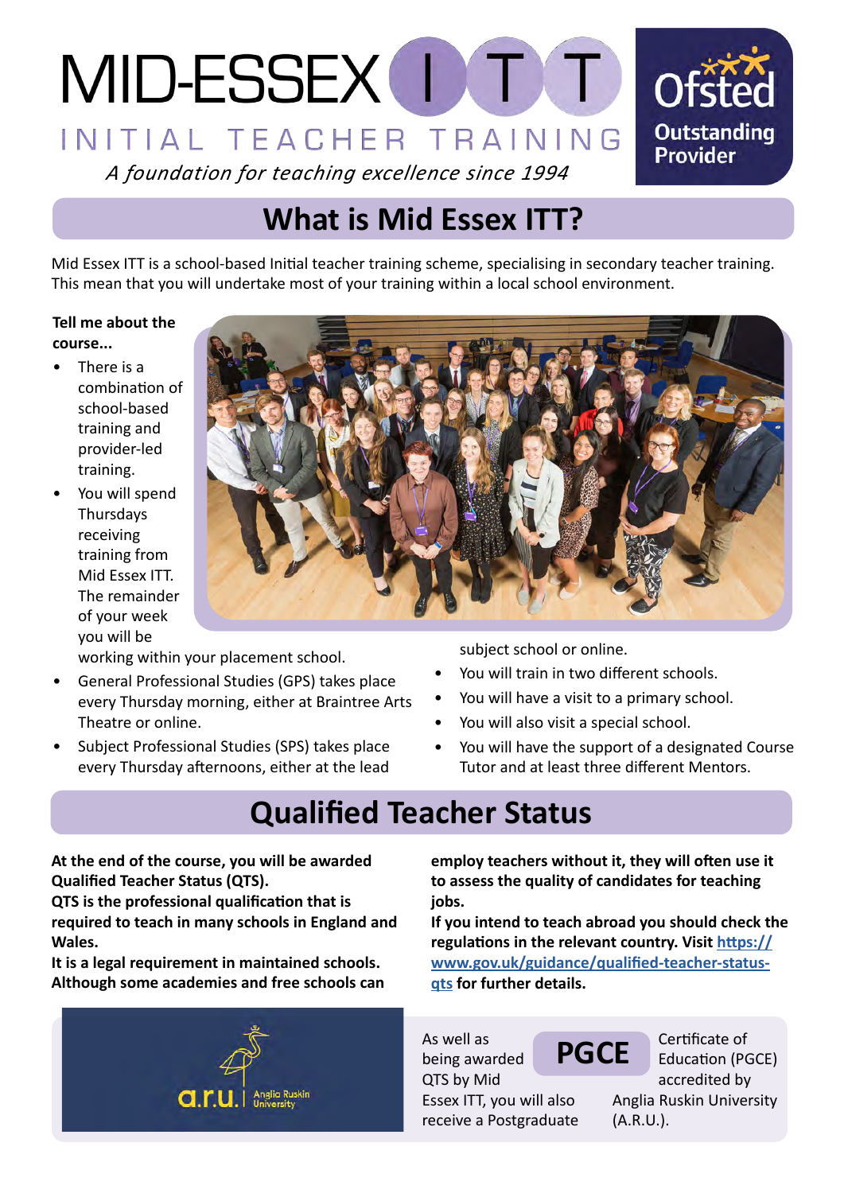# MID-ESSEX ITT

INITIAL TEACHER TRAINING

*A foundation for teaching excellence since 1994*

Ofsted Outstanding Provider

## What is Mid Essex ITT?

Mid Essex ITT is a school-based Initial teacher training scheme, specialising in secondary teacher training. This mean that you will undertake most of your training within a local school environment.

**Tell me about the course...**

- There is a combination of school-based training and provider-led training.
- You will spend Thursdays receiving training from Mid Essex ITT. The remainder of your week you will be working within your placement school.
- General Professional Studies (GPS) takes place every Thursday morning, either at Braintree Arts Theatre or online.
- Subject Professional Studies (SPS) takes place every Thursday afternoons, either at the lead subject school or online.
- You will train in two different schools.
- You will have a visit to a primary school.
- You will also visit a special school.
- You will have the support of a designated Course Tutor and at least three different Mentors.

## Qualified Teacher Status

**At the end of the course, you will be awarded Qualified Teacher Status (QTS).**
**QTS is the professional qualification that is required to teach in many schools in England and Wales.**
**It is a legal requirement in maintained schools. Although some academies and free schools can employ teachers without it, they will often use it to assess the quality of candidates for teaching jobs.**
**If you intend to teach abroad you should check the regulations in the relevant country. Visit [https://www.gov.uk/guidance/qualified-teacher-status-qts](https://www.gov.uk/guidance/qualified-teacher-status-qts) for further details.**

a.r.u. Anglia Ruskin University

**PGCE**

As well as being awarded QTS by Mid Essex ITT, you will also receive a Postgraduate Certificate of Education (PGCE) accredited by Anglia Ruskin University (A.R.U.).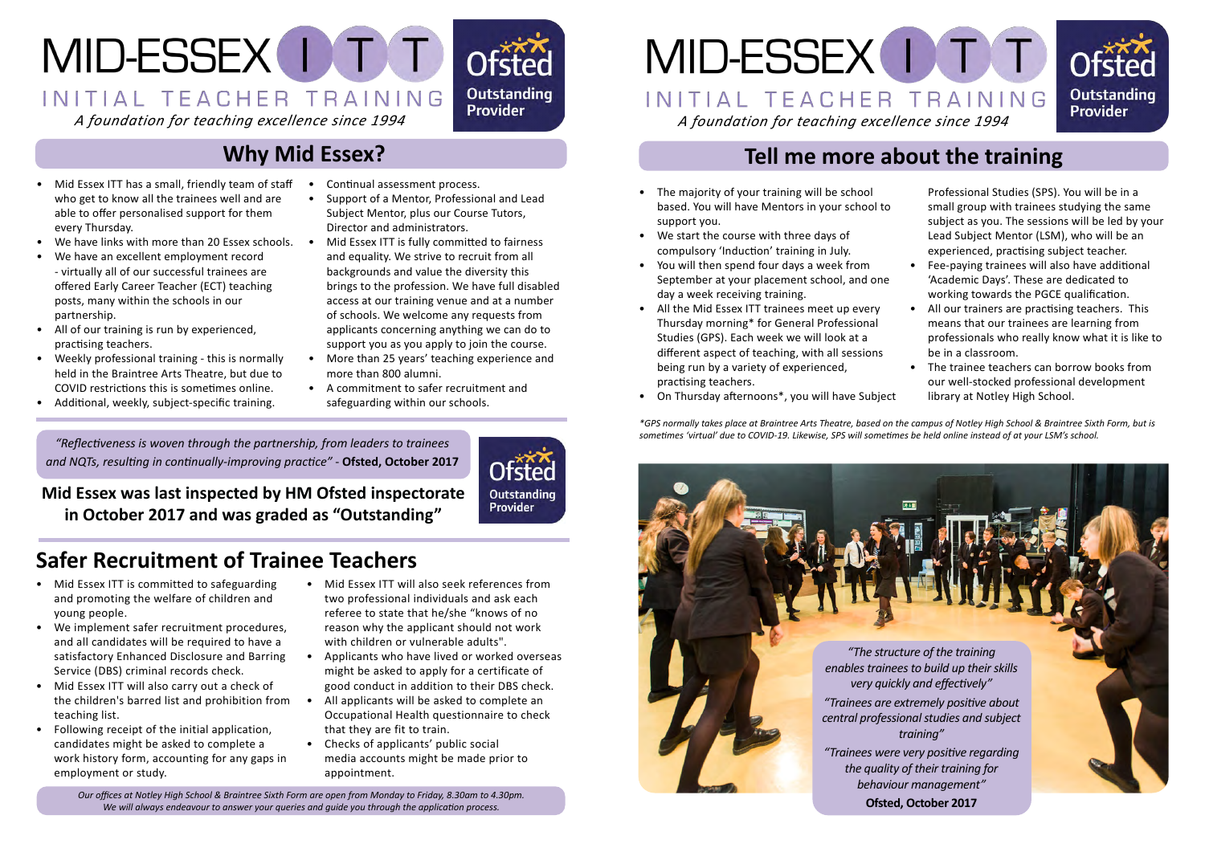# MID-ESSEX ITT

INITIAL TEACHER TRAINING

*A foundation for teaching excellence since 1994*

Ofsted Outstanding Provider

## Why Mid Essex?

- Mid Essex ITT has a small, friendly team of staff who get to know all the trainees well and are able to offer personalised support for them every Thursday.
- We have links with more than 20 Essex schools.
- We have an excellent employment record - virtually all of our successful trainees are offered Early Career Teacher (ECT) teaching posts, many within the schools in our partnership.
- All of our training is run by experienced, practising teachers.
- Weekly professional training - this is normally held in the Braintree Arts Theatre, but due to COVID restrictions this is sometimes online.
- Additional, weekly, subject-specific training.
- Continual assessment process.
- Support of a Mentor, Professional and Lead Subject Mentor, plus our Course Tutors, Director and administrators.
- Mid Essex ITT is fully committed to fairness and equality. We strive to recruit from all backgrounds and value the diversity this brings to the profession. We have full disabled access at our training venue and at a number of schools. We welcome any requests from applicants concerning anything we can do to support you as you apply to join the course.
- More than 25 years' teaching experience and more than 800 alumni.
- A commitment to safer recruitment and safeguarding within our schools.

*"Reflectiveness is woven through the partnership, from leaders to trainees and NQTs, resulting in continually-improving practice"* - **Ofsted, October 2017**

**Mid Essex was last inspected by HM Ofsted inspectorate in October 2017 and was graded as "Outstanding"**

Ofsted Outstanding Provider

## Safer Recruitment of Trainee Teachers

- Mid Essex ITT is committed to safeguarding and promoting the welfare of children and young people.
- We implement safer recruitment procedures, and all candidates will be required to have a satisfactory Enhanced Disclosure and Barring Service (DBS) criminal records check.
- Mid Essex ITT will also carry out a check of the children's barred list and prohibition from teaching list.
- Following receipt of the initial application, candidates might be asked to complete a work history form, accounting for any gaps in employment or study.
- Mid Essex ITT will also seek references from two professional individuals and ask each referee to state that he/she "knows of no reason why the applicant should not work with children or vulnerable adults".
- Applicants who have lived or worked overseas might be asked to apply for a certificate of good conduct in addition to their DBS check.
- All applicants will be asked to complete an Occupational Health questionnaire to check that they are fit to train.
- Checks of applicants' public social media accounts might be made prior to appointment.

*Our offices at Notley High School & Braintree Sixth Form are open from Monday to Friday, 8.30am to 4.30pm. We will always endeavour to answer your queries and guide you through the application process.*

# MID-ESSEX ITT

INITIAL TEACHER TRAINING

*A foundation for teaching excellence since 1994*

Ofsted Outstanding Provider

## Tell me more about the training

- The majority of your training will be school based. You will have Mentors in your school to support you.
- We start the course with three days of compulsory 'Induction' training in July.
- You will then spend four days a week from September at your placement school, and one day a week receiving training.
- All the Mid Essex ITT trainees meet up every Thursday morning* for General Professional Studies (GPS). Each week we will look at a different aspect of teaching, with all sessions being run by a variety of experienced, practising teachers.
- On Thursday afternoons*, you will have Subject Professional Studies (SPS). You will be in a small group with trainees studying the same subject as you. The sessions will be led by your Lead Subject Mentor (LSM), who will be an experienced, practising subject teacher.
- Fee-paying trainees will also have additional 'Academic Days'. These are dedicated to working towards the PGCE qualification.
- All our trainers are practising teachers. This means that our trainees are learning from professionals who really know what it is like to be in a classroom.
- The trainee teachers can borrow books from our well-stocked professional development library at Notley High School.

*\*GPS normally takes place at Braintree Arts Theatre, based on the campus of Notley High School & Braintree Sixth Form, but is sometimes 'virtual' due to COVID-19. Likewise, SPS will sometimes be held online instead of at your LSM's school.*

*"The structure of the training enables trainees to build up their skills very quickly and effectively"*

*"Trainees are extremely positive about central professional studies and subject training"*

*"Trainees were very positive regarding the quality of their training for behaviour management"*

**Ofsted, October 2017**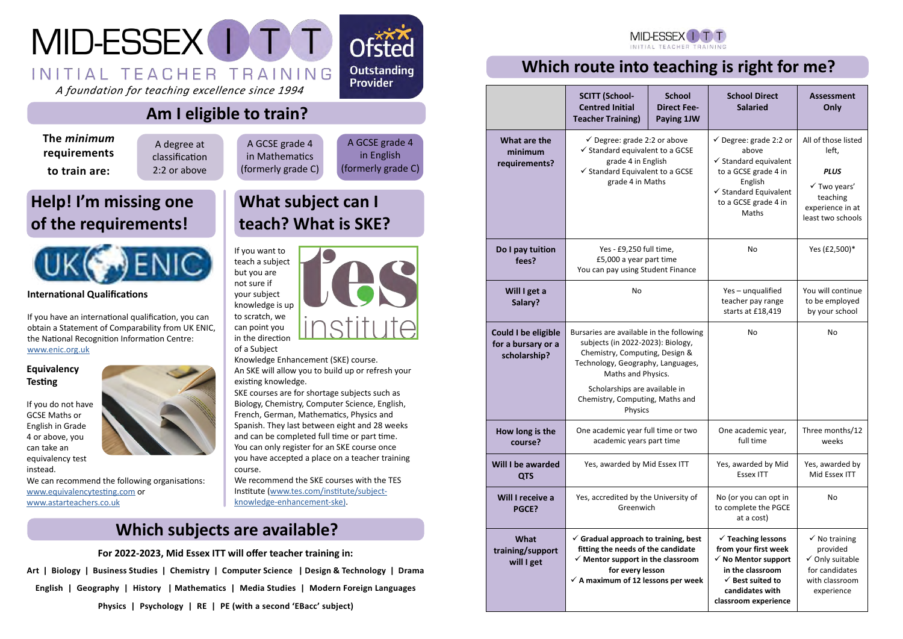# MID-ESSEX ITT

INITIAL TEACHER TRAINING

*A foundation for teaching excellence since 1994*

Ofsted Outstanding Provider

## Am I eligible to train?

**The *minimum* requirements to train are:**

- A degree at classification 2:2 or above
- A GCSE grade 4 in Mathematics (formerly grade C)
- A GCSE grade 4 in English (formerly grade C)

## Help! I'm missing one of the requirements!

UK ENIC

**International Qualifications**

If you have an international qualification, you can obtain a Statement of Comparability from UK ENIC, the National Recognition Information Centre: www.enic.org.uk

**Equivalency Testing**

If you do not have GCSE Maths or English in Grade 4 or above, you can take an equivalency test instead.

We can recommend the following organisations: www.equivalencytesting.com or www.astarteachers.co.uk

## What subject can I teach? What is SKE?

tes institute

If you want to teach a subject but you are not sure if your subject knowledge is up to scratch, we can point you in the direction of a Subject Knowledge Enhancement (SKE) course.

An SKE will allow you to build up or refresh your existing knowledge.

SKE courses are for shortage subjects such as Biology, Chemistry, Computer Science, English, French, German, Mathematics, Physics and Spanish. They last between eight and 28 weeks and can be completed full time or part time. You can only register for an SKE course once you have accepted a place on a teacher training course.

We recommend the SKE courses with the TES Institute (www.tes.com/institute/subject-knowledge-enhancement-ske).

## Which subjects are available?

**For 2022-2023, Mid Essex ITT will offer teacher training in:**

**Art | Biology | Business Studies | Chemistry | Computer Science | Design & Technology | Drama English | Geography | History | Mathematics | Media Studies | Modern Foreign Languages Physics | Psychology | RE | PE (with a second 'EBacc' subject)**

## Which route into teaching is right for me?

| | SCITT (School-Centred Initial Teacher Training) | School Direct Fee-Paying 1JW | School Direct Salaried | Assessment Only |
|---|---|---|---|---|
| **What are the minimum requirements?** | ✓ Degree: grade 2:2 or above<br>✓ Standard equivalent to a GCSE grade 4 in English<br>✓ Standard Equivalent to a GCSE grade 4 in Maths | | ✓ Degree: grade 2:2 or above<br>✓ Standard equivalent to a GCSE grade 4 in English<br>✓ Standard Equivalent to a GCSE grade 4 in Maths | All of those listed left,<br>***PLUS***<br>✓ Two years' teaching experience in at least two schools |
| **Do I pay tuition fees?** | Yes - £9,250 full time, £5,000 a year part time<br>You can pay using Student Finance | | No | Yes (£2,500)* |
| **Will I get a Salary?** | No | | Yes – unqualified teacher pay range starts at £18,419 | You will continue to be employed by your school |
| **Could I be eligible for a bursary or a scholarship?** | Bursaries are available in the following subjects (in 2022-2023): Biology, Chemistry, Computing, Design & Technology, Geography, Languages, Maths and Physics.<br>Scholarships are available in Chemistry, Computing, Maths and Physics | | No | No |
| **How long is the course?** | One academic year full time or two academic years part time | | One academic year, full time | Three months/12 weeks |
| **Will I be awarded QTS** | Yes, awarded by Mid Essex ITT | | Yes, awarded by Mid Essex ITT | Yes, awarded by Mid Essex ITT |
| **Will I receive a PGCE?** | Yes, accredited by the University of Greenwich | | No (or you can opt in to complete the PGCE at a cost) | No |
| **What training/support will I get** | **✓ Gradual approach to training, best fitting the needs of the candidate**<br>**✓ Mentor support in the classroom for every lesson**<br>**✓ A maximum of 12 lessons per week** | | **✓ Teaching lessons from your first week**<br>**✓ No Mentor support in the classroom**<br>**✓ Best suited to candidates with classroom experience** | ✓ No training provided<br>✓ Only suitable for candidates with classroom experience |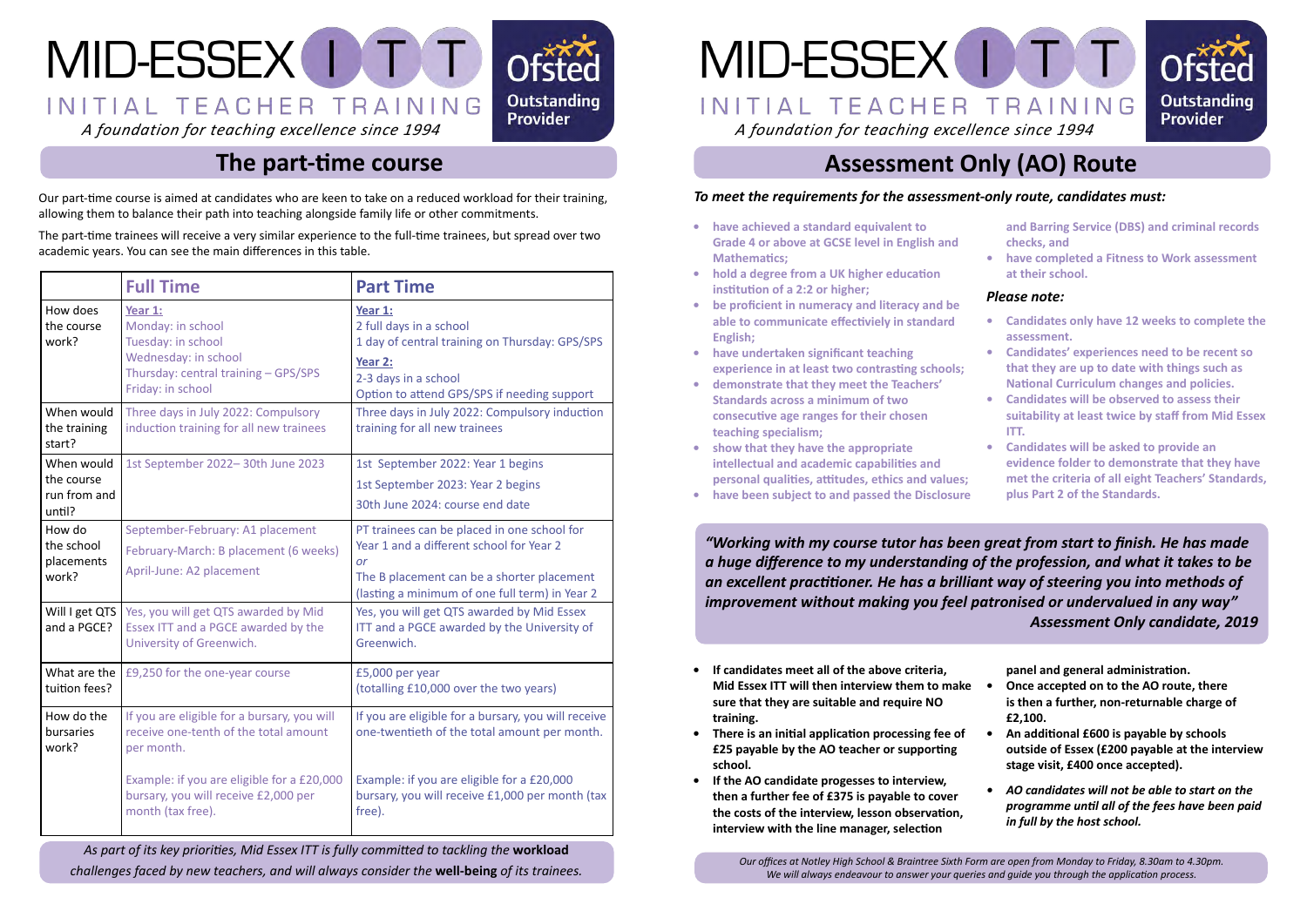# MID-ESSEX ITT

INITIAL TEACHER TRAINING

*A foundation for teaching excellence since 1994*

Ofsted Outstanding Provider

## The part-time course

Our part-time course is aimed at candidates who are keen to take on a reduced workload for their training, allowing them to balance their path into teaching alongside family life or other commitments.

The part-time trainees will receive a very similar experience to the full-time trainees, but spread over two academic years. You can see the main differences in this table.

| | Full Time | Part Time |
|---|---|---|
| How does the course work? | **Year 1:** Monday: in school; Tuesday: in school; Wednesday: in school; Thursday: central training – GPS/SPS; Friday: in school | **Year 1:** 2 full days in a school; 1 day of central training on Thursday: GPS/SPS. **Year 2:** 2-3 days in a school; Option to attend GPS/SPS if needing support |
| When would the training start? | Three days in July 2022: Compulsory induction training for all new trainees | Three days in July 2022: Compulsory induction training for all new trainees |
| When would the course run from and until? | 1st September 2022– 30th June 2023 | 1st September 2022: Year 1 begins; 1st September 2023: Year 2 begins; 30th June 2024: course end date |
| How do the school placements work? | September-February: A1 placement; February-March: B placement (6 weeks); April-June: A2 placement | PT trainees can be placed in one school for Year 1 and a different school for Year 2 *or* The B placement can be a shorter placement (lasting a minimum of one full term) in Year 2 |
| Will I get QTS and a PGCE? | Yes, you will get QTS awarded by Mid Essex ITT and a PGCE awarded by the University of Greenwich. | Yes, you will get QTS awarded by Mid Essex ITT and a PGCE awarded by the University of Greenwich. |
| What are the tuition fees? | £9,250 for the one-year course | £5,000 per year (totalling £10,000 over the two years) |
| How do the bursaries work? | If you are eligible for a bursary, you will receive one-tenth of the total amount per month. Example: if you are eligible for a £20,000 bursary, you will receive £2,000 per month (tax free). | If you are eligible for a bursary, you will receive one-twentieth of the total amount per month. Example: if you are eligible for a £20,000 bursary, you will receive £1,000 per month (tax free). |

*As part of its key priorities, Mid Essex ITT is fully committed to tackling the **workload** challenges faced by new teachers, and will always consider the **well-being** of its trainees.*

# MID-ESSEX ITT

INITIAL TEACHER TRAINING

*A foundation for teaching excellence since 1994*

Ofsted Outstanding Provider

## Assessment Only (AO) Route

***To meet the requirements for the assessment-only route, candidates must:***

- **have achieved a standard equivalent to Grade 4 or above at GCSE level in English and Mathematics;**
- **hold a degree from a UK higher education institution of a 2:2 or higher;**
- **be proficient in numeracy and literacy and be able to communicate effectively in standard English;**
- **have undertaken significant teaching experience in at least two contrasting schools;**
- **demonstrate that they meet the Teachers' Standards across a minimum of two consecutive age ranges for their chosen teaching specialism;**
- **show that they have the appropriate intellectual and academic capabilities and personal qualities, attitudes, ethics and values;**
- **have been subject to and passed the Disclosure and Barring Service (DBS) and criminal records checks, and**
- **have completed a Fitness to Work assessment at their school.**

***Please note:***

- **Candidates only have 12 weeks to complete the assessment.**
- **Candidates' experiences need to be recent so that they are up to date with things such as National Curriculum changes and policies.**
- **Candidates will be observed to assess their suitability at least twice by staff from Mid Essex ITT.**
- **Candidates will be asked to provide an evidence folder to demonstrate that they have met the criteria of all eight Teachers' Standards, plus Part 2 of the Standards.**

***"Working with my course tutor has been great from start to finish. He has made a huge difference to my understanding of the profession, and what it takes to be an excellent practitioner. He has a brilliant way of steering you into methods of improvement without making you feel patronised or undervalued in any way"***

***Assessment Only candidate, 2019***

- **If candidates meet all of the above criteria, Mid Essex ITT will then interview them to make sure that they are suitable and require NO training.**
- **There is an initial application processing fee of £25 payable by the AO teacher or supporting school.**
- **If the AO candidate progesses to interview, then a further fee of £375 is payable to cover the costs of the interview, lesson observation, interview with the line manager, selection panel and general administration.**
- **Once accepted on to the AO route, there is then a further, non-returnable charge of £2,100.**
- **An additional £600 is payable by schools outside of Essex (£200 payable at the interview stage visit, £400 once accepted).**
- ***AO candidates will not be able to start on the programme until all of the fees have been paid in full by the host school.***

*Our offices at Notley High School & Braintree Sixth Form are open from Monday to Friday, 8.30am to 4.30pm. We will always endeavour to answer your queries and guide you through the application process.*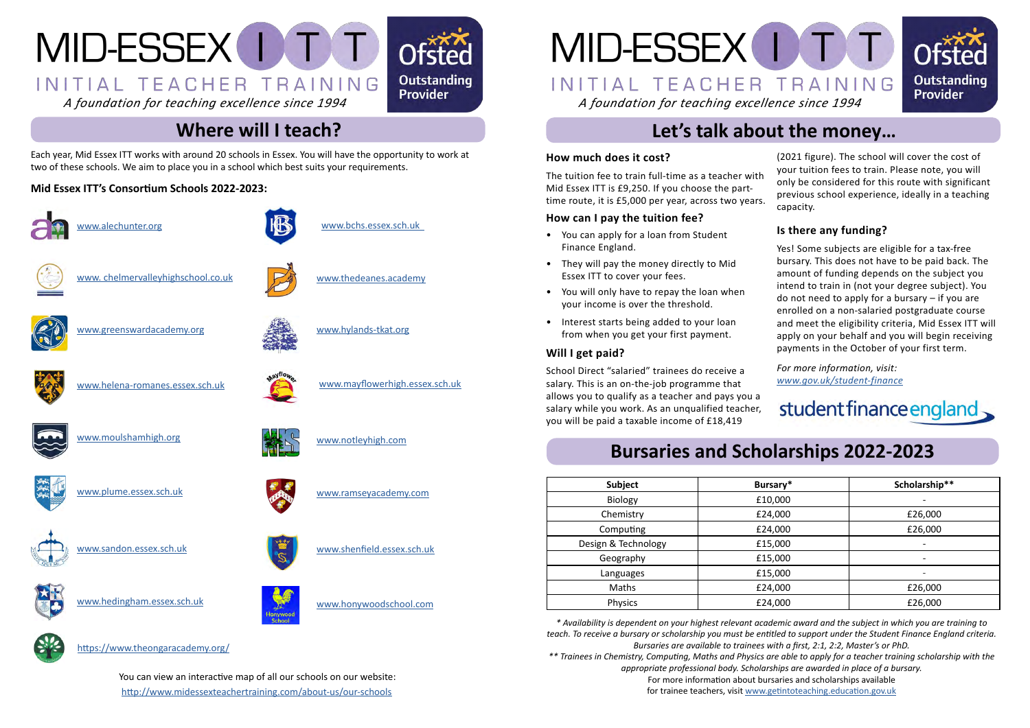# MID-ESSEX ITT

INITIAL TEACHER TRAINING

*A foundation for teaching excellence since 1994*

Ofsted Outstanding Provider

## Where will I teach?

Each year, Mid Essex ITT works with around 20 schools in Essex. You will have the opportunity to work at two of these schools. We aim to place you in a school which best suits your requirements.

**Mid Essex ITT's Consortium Schools 2022-2023:**

- www.alechunter.org
- www.bchs.essex.sch.uk
- www. chelmervalleyhighschool.co.uk
- www.thedeanes.academy
- www.greenswardacademy.org
- www.hylands-tkat.org
- www.helena-romanes.essex.sch.uk
- www.mayflowerhigh.essex.sch.uk
- www.moulshamhigh.org
- www.notleyhigh.com
- www.plume.essex.sch.uk
- www.ramseyacademy.com
- www.sandon.essex.sch.uk
- www.shenfield.essex.sch.uk
- www.hedingham.essex.sch.uk
- www.honywoodschool.com
- https://www.theongaracademy.org/

You can view an interactive map of all our schools on our website:
http://www.midessexteachertraining.com/about-us/our-schools

# MID-ESSEX ITT

INITIAL TEACHER TRAINING

*A foundation for teaching excellence since 1994*

Ofsted Outstanding Provider

## Let's talk about the money...

### How much does it cost?

The tuition fee to train full-time as a teacher with Mid Essex ITT is £9,250. If you choose the part-time route, it is £5,000 per year, across two years.

### How can I pay the tuition fee?

- You can apply for a loan from Student Finance England.
- They will pay the money directly to Mid Essex ITT to cover your fees.
- You will only have to repay the loan when your income is over the threshold.
- Interest starts being added to your loan from when you get your first payment.

### Will I get paid?

School Direct "salaried" trainees do receive a salary. This is an on-the-job programme that allows you to qualify as a teacher and pays you a salary while you work. As an unqualified teacher, you will be paid a taxable income of £18,419 (2021 figure). The school will cover the cost of your tuition fees to train. Please note, you will only be considered for this route with significant previous school experience, ideally in a teaching capacity.

### Is there any funding?

Yes! Some subjects are eligible for a tax-free bursary. This does not have to be paid back. The amount of funding depends on the subject you intend to train in (not your degree subject). You do not need to apply for a bursary – if you are enrolled on a non-salaried postgraduate course and meet the eligibility criteria, Mid Essex ITT will apply on your behalf and you will begin receiving payments in the October of your first term.

*For more information, visit:*
*www.gov.uk/student-finance*

studentfinanceengland

## Bursaries and Scholarships 2022-2023

| Subject | Bursary* | Scholarship** |
|---|---|---|
| Biology | £10,000 | - |
| Chemistry | £24,000 | £26,000 |
| Computing | £24,000 | £26,000 |
| Design & Technology | £15,000 | - |
| Geography | £15,000 | - |
| Languages | £15,000 | - |
| Maths | £24,000 | £26,000 |
| Physics | £24,000 | £26,000 |

*\* Availability is dependent on your highest relevant academic award and the subject in which you are training to teach. To receive a bursary or scholarship you must be entitled to support under the Student Finance England criteria. Bursaries are available to trainees with a first, 2:1, 2:2, Master's or PhD.*

*\*\* Trainees in Chemistry, Computing, Maths and Physics are able to apply for a teacher training scholarship with the appropriate professional body. Scholarships are awarded in place of a bursary.*

For more information about bursaries and scholarships available for trainee teachers, visit www.getintoteaching.education.gov.uk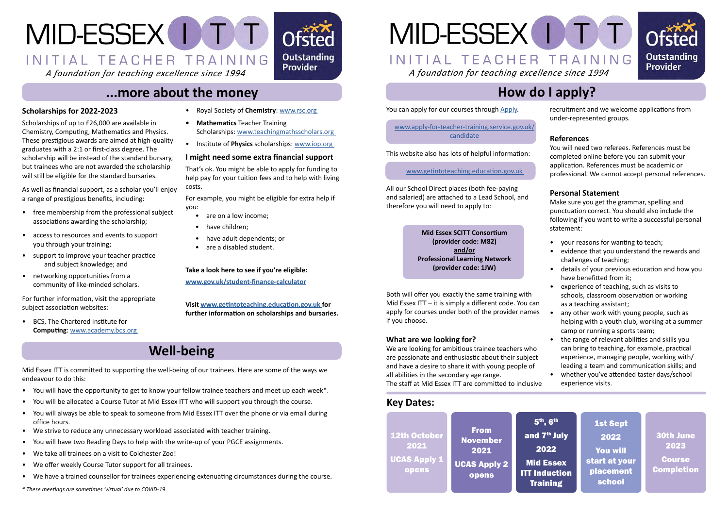# MID-ESSEX ITT

INITIAL TEACHER TRAINING

*A foundation for teaching excellence since 1994*

Ofsted Outstanding Provider

## ...more about the money

### Scholarships for 2022-2023

Scholarships of up to £26,000 are available in Chemistry, Computing, Mathematics and Physics. These prestigious awards are aimed at high-quality graduates with a 2:1 or first-class degree. The scholarship will be instead of the standard bursary, but trainees who are not awarded the scholarship will still be eligible for the standard bursaries.

As well as financial support, as a scholar you'll enjoy a range of prestigious benefits, including:

- free membership from the professional subject associations awarding the scholarship;
- access to resources and events to support you through your training;
- support to improve your teacher practice and subject knowledge; and
- networking opportunities from a community of like-minded scholars.

For further information, visit the appropriate subject association websites:

- BCS, The Chartered Institute for **Computing**: www.academy.bcs.org
- Royal Society of **Chemistry**: www.rsc.org
- **Mathematics** Teacher Training Scholarships: www.teachingmathsscholars.org
- Institute of **Physics** scholarships: www.iop.org

### I might need some extra financial support

That's ok. You might be able to apply for funding to help pay for your tuition fees and to help with living costs.

For example, you might be eligible for extra help if you:

- are on a low income;
- have children;
- have adult dependents; or
- are a disabled student.

**Take a look here to see if you're eligible:**

**www.gov.uk/student-finance-calculator**

**Visit www.getintoteaching.education.gov.uk for further information on scholarships and bursaries.**

## Well-being

Mid Essex ITT is committed to supporting the well-being of our trainees. Here are some of the ways we endeavour to do this:

- You will have the opportunity to get to know your fellow trainee teachers and meet up each week*.
- You will be allocated a Course Tutor at Mid Essex ITT who will support you through the course.
- You will always be able to speak to someone from Mid Essex ITT over the phone or via email during office hours.
- We strive to reduce any unnecessary workload associated with teacher training.
- You will have two Reading Days to help with the write-up of your PGCE assignments.
- We take all trainees on a visit to Colchester Zoo!
- We offer weekly Course Tutor support for all trainees.
- We have a trained counsellor for trainees experiencing extenuating circumstances during the course.

*\* These meetings are sometimes 'virtual' due to COVID-19*

# MID-ESSEX ITT

INITIAL TEACHER TRAINING

*A foundation for teaching excellence since 1994*

Ofsted Outstanding Provider

## How do I apply?

You can apply for our courses through Apply.

www.apply-for-teacher-training.service.gov.uk/candidate

This website also has lots of helpful information:

www.getintoteaching.education.gov.uk

All our School Direct places (both fee-paying and salaried) are attached to a Lead School, and therefore you will need to apply to:

**Mid Essex SCITT Consortium (provider code: M82)**
**and/or**
**Professional Learning Network (provider code: 1JW)**

Both will offer you exactly the same training with Mid Essex ITT – it is simply a different code. You can apply for courses under both of the provider names if you choose.

### What are we looking for?

We are looking for ambitious trainee teachers who are passionate and enthusiastic about their subject and have a desire to share it with young people of all abilities in the secondary age range.
The staff at Mid Essex ITT are committed to inclusive recruitment and we welcome applications from under-represented groups.

### References

You will need two referees. References must be completed online before you can submit your application. References must be academic or professional. We cannot accept personal references.

### Personal Statement

Make sure you get the grammar, spelling and punctuation correct. You should also include the following if you want to write a successful personal statement:

- your reasons for wanting to teach;
- evidence that you understand the rewards and challenges of teaching;
- details of your previous education and how you have benefitted from it;
- experience of teaching, such as visits to schools, classroom observation or working as a teaching assistant;
- any other work with young people, such as helping with a youth club, working at a summer camp or running a sports team;
- the range of relevant abilities and skills you can bring to teaching, for example, practical experience, managing people, working with/leading a team and communication skills; and
- whether you've attended taster days/school experience visits.

### Key Dates:

- **12th October 2021** – UCAS Apply 1 opens
- **From November 2021** – UCAS Apply 2 opens
- **5th, 6th and 7th July 2022** – Mid Essex ITT Induction Training
- **1st Sept 2022** – You will start at your placement school
- **30th June 2023** – Course Completion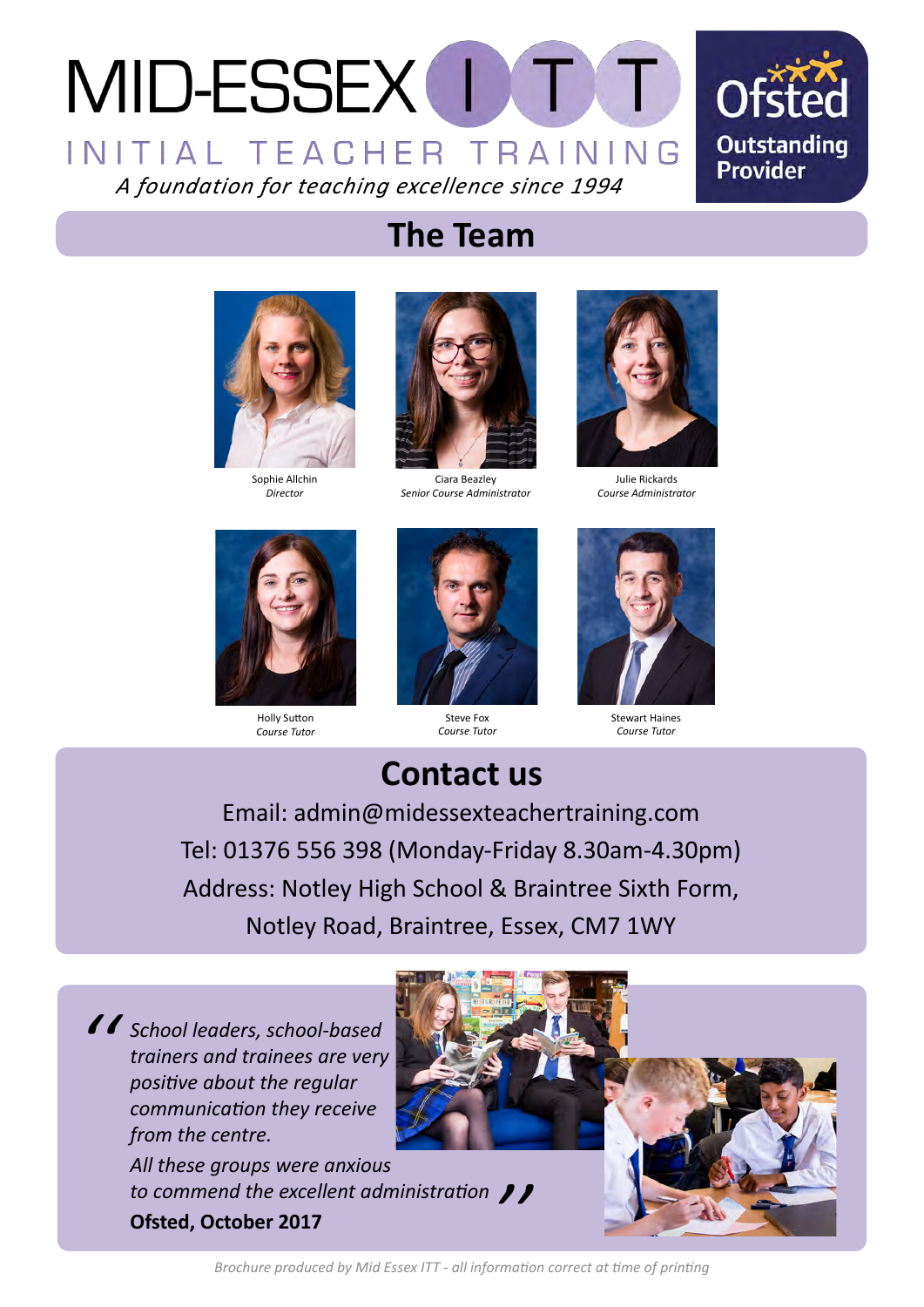# MID-ESSEX ITT

INITIAL TEACHER TRAINING

*A foundation for teaching excellence since 1994*

Ofsted Outstanding Provider

## The Team

Sophie Allchin
*Director*

Ciara Beazley
*Senior Course Administrator*

Julie Rickards
*Course Administrator*

Holly Sutton
*Course Tutor*

Steve Fox
*Course Tutor*

Stewart Haines
*Course Tutor*

## Contact us

Email: admin@midessexteachertraining.com

Tel: 01376 556 398 (Monday-Friday 8.30am-4.30pm)

Address: Notley High School & Braintree Sixth Form, Notley Road, Braintree, Essex, CM7 1WY

*"School leaders, school-based trainers and trainees are very positive about the regular communication they receive from the centre.*

*All these groups were anxious to commend the excellent administration"*

**Ofsted, October 2017**

*Brochure produced by Mid Essex ITT - all information correct at time of printing*